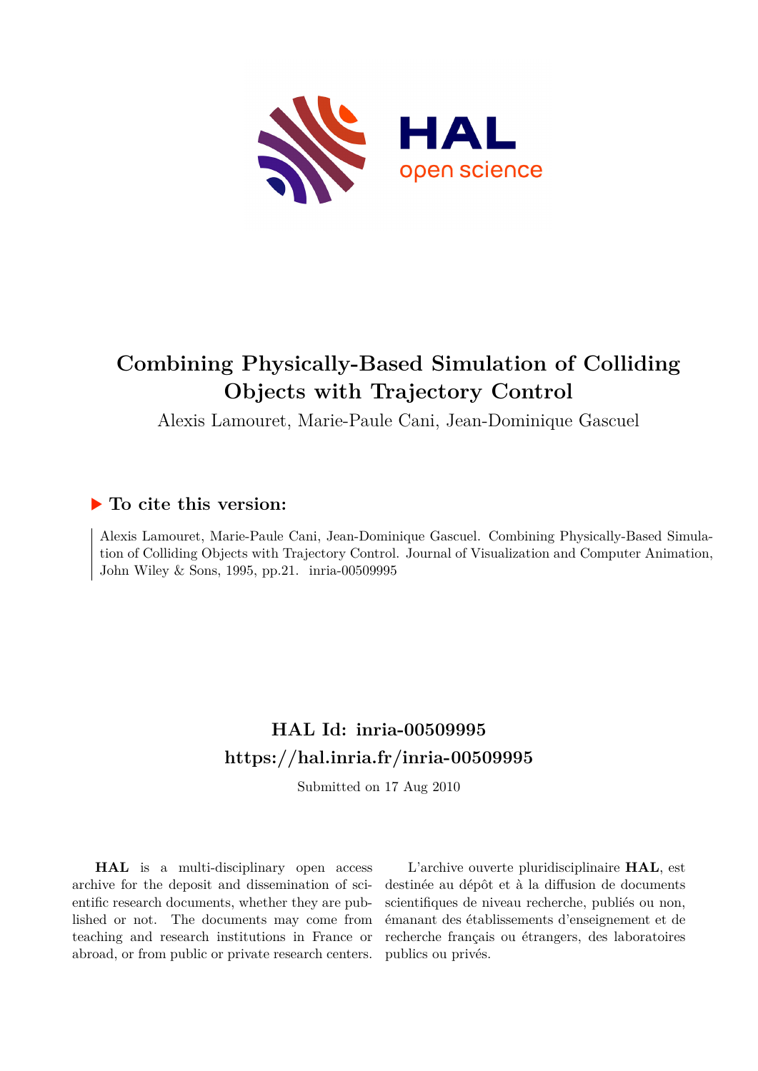# Combining Physically-Based Simulation of Colliding Objects with Trajectory Control

Alexis Lamouret, Marie-Paule Cani, Jean-Dominique Gascuel

## ▶ To cite this version:

Alexis Lamouret, Marie-Paule Cani, Jean-Dominique Gascuel. Combining Physically-Based Simulation of Colliding Objects with Trajectory Control. Journal of Visualization and Computer Animation, John Wiley & Sons, 1995, pp.21. inria-00509995

## HAL Id: inria-00509995
## https://hal.inria.fr/inria-00509995

Submitted on 17 Aug 2010

**HAL** is a multi-disciplinary open access archive for the deposit and dissemination of scientific research documents, whether they are published or not. The documents may come from teaching and research institutions in France or abroad, or from public or private research centers.

L'archive ouverte pluridisciplinaire **HAL**, est destinée au dépôt et à la diffusion de documents scientifiques de niveau recherche, publiés ou non, émanant des établissements d'enseignement et de recherche français ou étrangers, des laboratoires publics ou privés.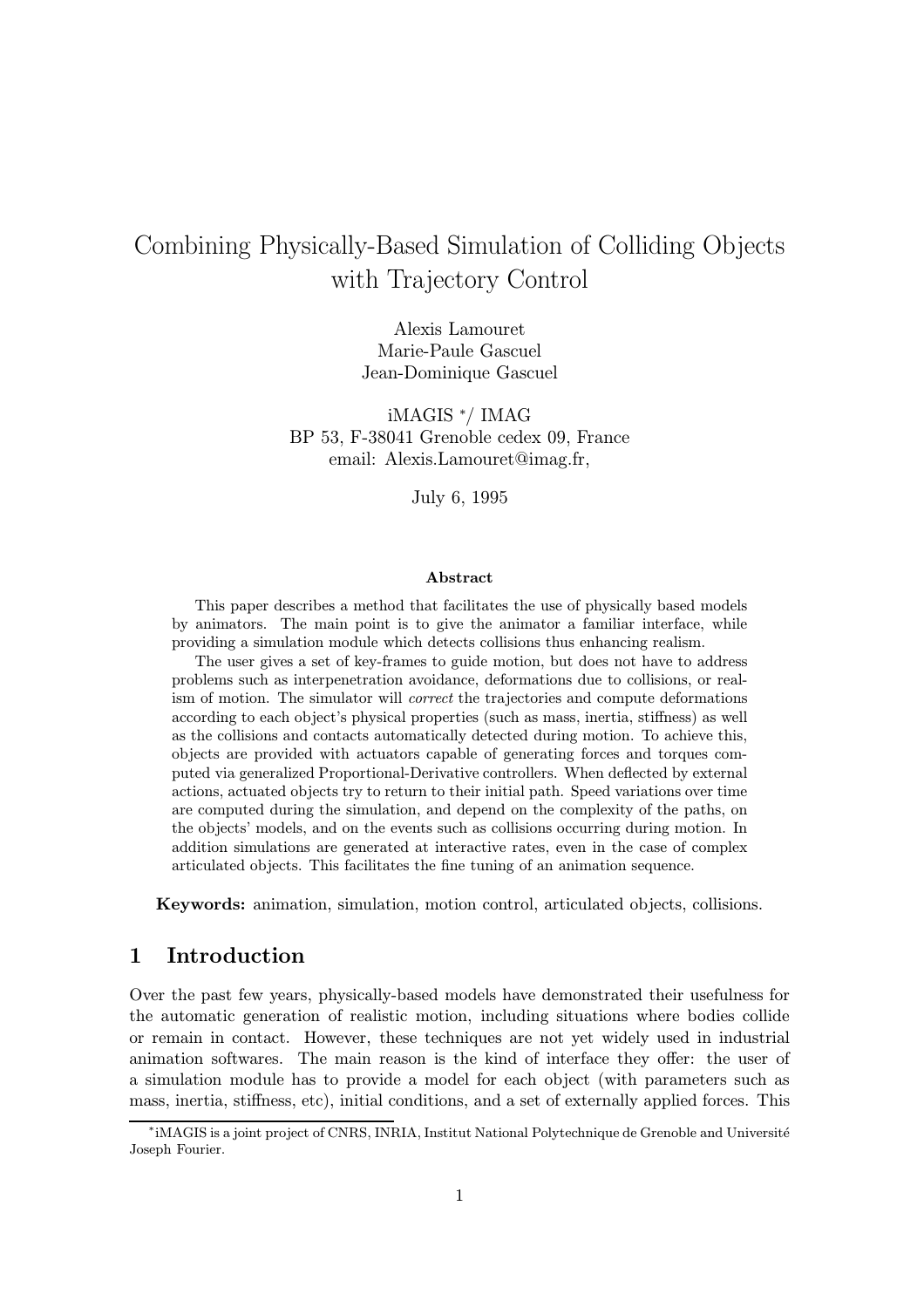# Combining Physically-Based Simulation of Colliding Objects with Trajectory Control

Alexis Lamouret
Marie-Paule Gascuel
Jean-Dominique Gascuel

iMAGIS [*]/ IMAG
BP 53, F-38041 Grenoble cedex 09, France
email: Alexis.Lamouret@imag.fr,

July 6, 1995

### Abstract

This paper describes a method that facilitates the use of physically based models by animators. The main point is to give the animator a familiar interface, while providing a simulation module which detects collisions thus enhancing realism.

The user gives a set of key-frames to guide motion, but does not have to address problems such as interpenetration avoidance, deformations due to collisions, or realism of motion. The simulator will *correct* the trajectories and compute deformations according to each object's physical properties (such as mass, inertia, stiffness) as well as the collisions and contacts automatically detected during motion. To achieve this, objects are provided with actuators capable of generating forces and torques computed via generalized Proportional-Derivative controllers. When deflected by external actions, actuated objects try to return to their initial path. Speed variations over time are computed during the simulation, and depend on the complexity of the paths, on the objects' models, and on the events such as collisions occurring during motion. In addition simulations are generated at interactive rates, even in the case of complex articulated objects. This facilitates the fine tuning of an animation sequence.

**Keywords:** animation, simulation, motion control, articulated objects, collisions.

## 1 Introduction

Over the past few years, physically-based models have demonstrated their usefulness for the automatic generation of realistic motion, including situations where bodies collide or remain in contact. However, these techniques are not yet widely used in industrial animation softwares. The main reason is the kind of interface they offer: the user of a simulation module has to provide a model for each object (with parameters such as mass, inertia, stiffness, etc), initial conditions, and a set of externally applied forces. This

[*] iMAGIS is a joint project of CNRS, INRIA, Institut National Polytechnique de Grenoble and Université Joseph Fourier.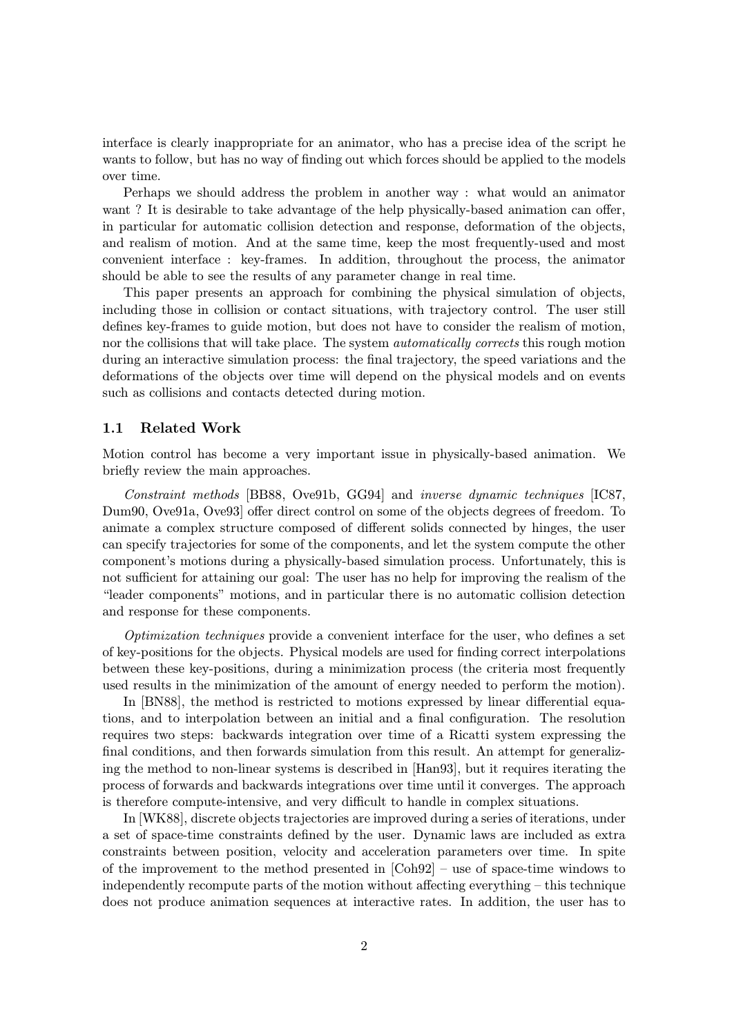interface is clearly inappropriate for an animator, who has a precise idea of the script he wants to follow, but has no way of finding out which forces should be applied to the models over time.

Perhaps we should address the problem in another way : what would an animator want ? It is desirable to take advantage of the help physically-based animation can offer, in particular for automatic collision detection and response, deformation of the objects, and realism of motion. And at the same time, keep the most frequently-used and most convenient interface : key-frames. In addition, throughout the process, the animator should be able to see the results of any parameter change in real time.

This paper presents an approach for combining the physical simulation of objects, including those in collision or contact situations, with trajectory control. The user still defines key-frames to guide motion, but does not have to consider the realism of motion, nor the collisions that will take place. The system *automatically corrects* this rough motion during an interactive simulation process: the final trajectory, the speed variations and the deformations of the objects over time will depend on the physical models and on events such as collisions and contacts detected during motion.

### 1.1 Related Work

Motion control has become a very important issue in physically-based animation. We briefly review the main approaches.

*Constraint methods* [BB88, Ove91b, GG94] and *inverse dynamic techniques* [IC87, Dum90, Ove91a, Ove93] offer direct control on some of the objects degrees of freedom. To animate a complex structure composed of different solids connected by hinges, the user can specify trajectories for some of the components, and let the system compute the other component's motions during a physically-based simulation process. Unfortunately, this is not sufficient for attaining our goal: The user has no help for improving the realism of the "leader components" motions, and in particular there is no automatic collision detection and response for these components.

*Optimization techniques* provide a convenient interface for the user, who defines a set of key-positions for the objects. Physical models are used for finding correct interpolations between these key-positions, during a minimization process (the criteria most frequently used results in the minimization of the amount of energy needed to perform the motion).

In [BN88], the method is restricted to motions expressed by linear differential equations, and to interpolation between an initial and a final configuration. The resolution requires two steps: backwards integration over time of a Ricatti system expressing the final conditions, and then forwards simulation from this result. An attempt for generalizing the method to non-linear systems is described in [Han93], but it requires iterating the process of forwards and backwards integrations over time until it converges. The approach is therefore compute-intensive, and very difficult to handle in complex situations.

In [WK88], discrete objects trajectories are improved during a series of iterations, under a set of space-time constraints defined by the user. Dynamic laws are included as extra constraints between position, velocity and acceleration parameters over time. In spite of the improvement to the method presented in [Coh92] – use of space-time windows to independently recompute parts of the motion without affecting everything – this technique does not produce animation sequences at interactive rates. In addition, the user has to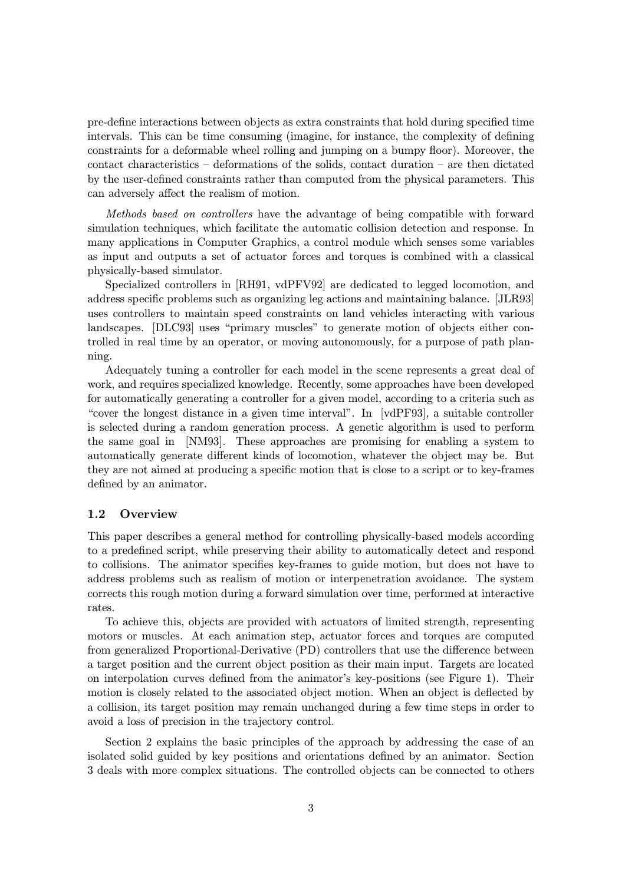pre-define interactions between objects as extra constraints that hold during specified time intervals. This can be time consuming (imagine, for instance, the complexity of defining constraints for a deformable wheel rolling and jumping on a bumpy floor). Moreover, the contact characteristics – deformations of the solids, contact duration – are then dictated by the user-defined constraints rather than computed from the physical parameters. This can adversely affect the realism of motion.

*Methods based on controllers* have the advantage of being compatible with forward simulation techniques, which facilitate the automatic collision detection and response. In many applications in Computer Graphics, a control module which senses some variables as input and outputs a set of actuator forces and torques is combined with a classical physically-based simulator.

Specialized controllers in [RH91, vdPFV92] are dedicated to legged locomotion, and address specific problems such as organizing leg actions and maintaining balance. [JLR93] uses controllers to maintain speed constraints on land vehicles interacting with various landscapes. [DLC93] uses "primary muscles" to generate motion of objects either controlled in real time by an operator, or moving autonomously, for a purpose of path planning.

Adequately tuning a controller for each model in the scene represents a great deal of work, and requires specialized knowledge. Recently, some approaches have been developed for automatically generating a controller for a given model, according to a criteria such as "cover the longest distance in a given time interval". In [vdPF93], a suitable controller is selected during a random generation process. A genetic algorithm is used to perform the same goal in [NM93]. These approaches are promising for enabling a system to automatically generate different kinds of locomotion, whatever the object may be. But they are not aimed at producing a specific motion that is close to a script or to key-frames defined by an animator.

### 1.2 Overview

This paper describes a general method for controlling physically-based models according to a predefined script, while preserving their ability to automatically detect and respond to collisions. The animator specifies key-frames to guide motion, but does not have to address problems such as realism of motion or interpenetration avoidance. The system corrects this rough motion during a forward simulation over time, performed at interactive rates.

To achieve this, objects are provided with actuators of limited strength, representing motors or muscles. At each animation step, actuator forces and torques are computed from generalized Proportional-Derivative (PD) controllers that use the difference between a target position and the current object position as their main input. Targets are located on interpolation curves defined from the animator's key-positions (see Figure 1). Their motion is closely related to the associated object motion. When an object is deflected by a collision, its target position may remain unchanged during a few time steps in order to avoid a loss of precision in the trajectory control.

Section 2 explains the basic principles of the approach by addressing the case of an isolated solid guided by key positions and orientations defined by an animator. Section 3 deals with more complex situations. The controlled objects can be connected to others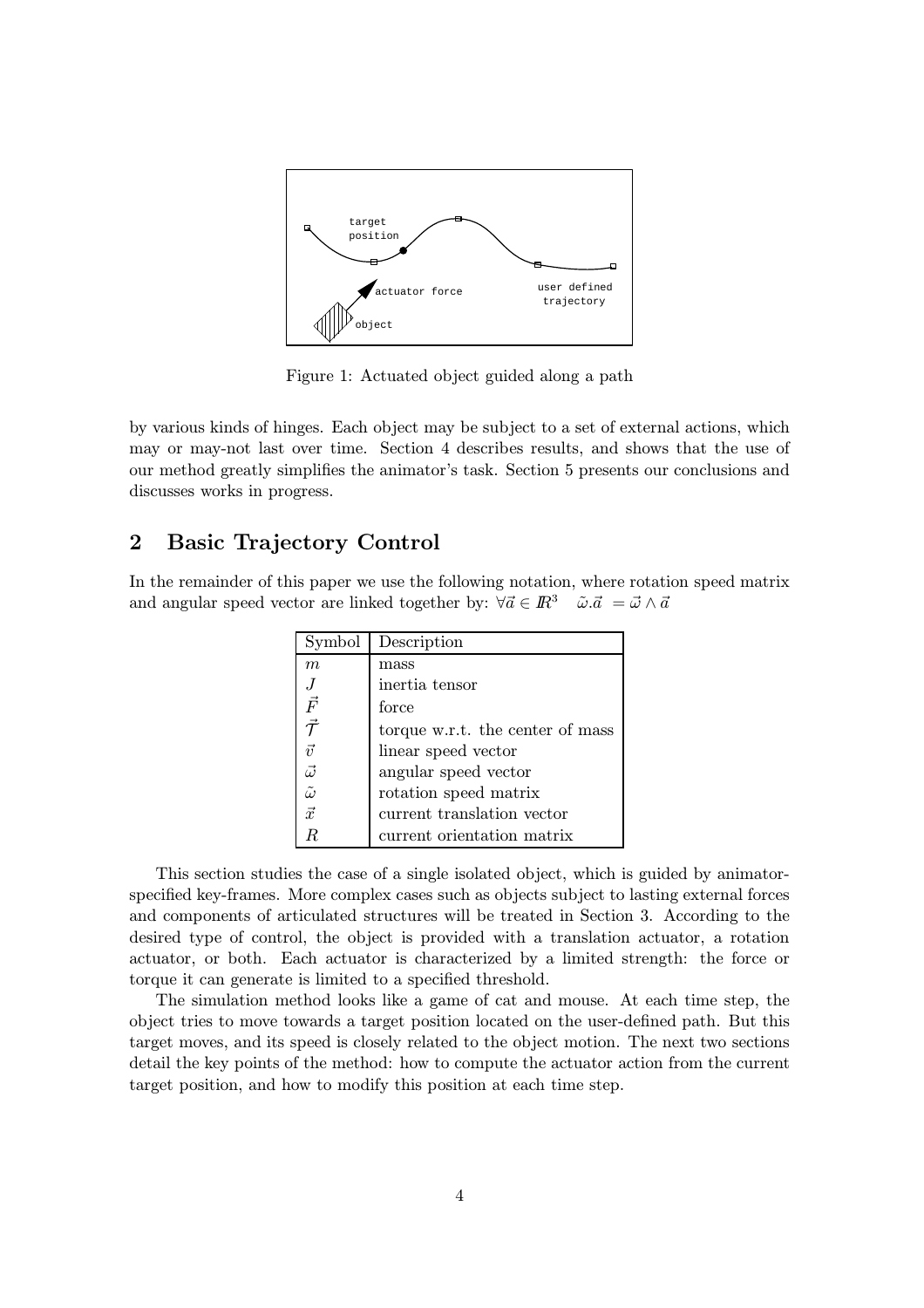Figure 1: Actuated object guided along a path

by various kinds of hinges. Each object may be subject to a set of external actions, which may or may-not last over time. Section 4 describes results, and shows that the use of our method greatly simplifies the animator's task. Section 5 presents our conclusions and discusses works in progress.

## 2 Basic Trajectory Control

In the remainder of this paper we use the following notation, where rotation speed matrix and angular speed vector are linked together by: $\forall \vec{a} \in I\!R^3 \quad \tilde{\omega}.\vec{a} = \vec{\omega} \wedge \vec{a}$

| Symbol | Description |
|---|---|
| $m$ | mass |
| $J$ | inertia tensor |
| $\vec{F}$ | force |
| $\vec{\mathcal{T}}$ | torque w.r.t. the center of mass |
| $\vec{v}$ | linear speed vector |
| $\vec{\omega}$ | angular speed vector |
| $\tilde{\omega}$ | rotation speed matrix |
| $\vec{x}$ | current translation vector |
| $R$ | current orientation matrix |

This section studies the case of a single isolated object, which is guided by animator-specified key-frames. More complex cases such as objects subject to lasting external forces and components of articulated structures will be treated in Section 3. According to the desired type of control, the object is provided with a translation actuator, a rotation actuator, or both. Each actuator is characterized by a limited strength: the force or torque it can generate is limited to a specified threshold.

The simulation method looks like a game of cat and mouse. At each time step, the object tries to move towards a target position located on the user-defined path. But this target moves, and its speed is closely related to the object motion. The next two sections detail the key points of the method: how to compute the actuator action from the current target position, and how to modify this position at each time step.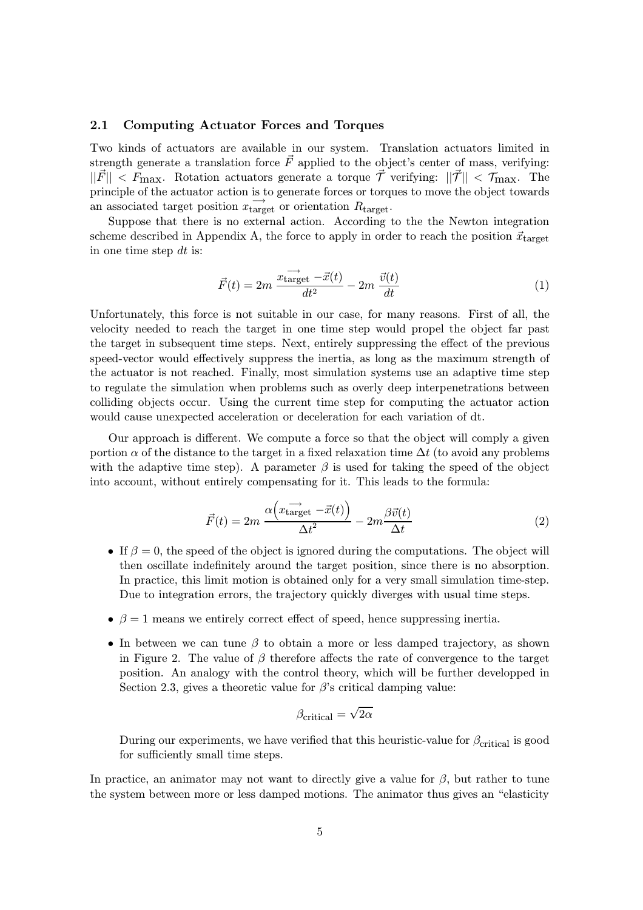### 2.1 Computing Actuator Forces and Torques

Two kinds of actuators are available in our system. Translation actuators limited in strength generate a translation force $\vec{F}$ applied to the object's center of mass, verifying: $||\vec{F}|| < F_{\text{max}}$. Rotation actuators generate a torque $\vec{\mathcal{T}}$ verifying: $||\vec{\mathcal{T}}|| < \mathcal{T}_{\text{max}}$. The principle of the actuator action is to generate forces or torques to move the object towards an associated target position $\overrightarrow{x_{\text{target}}}$ or orientation $R_{\text{target}}$.

Suppose that there is no external action. According to the the Newton integration scheme described in Appendix A, the force to apply in order to reach the position $\vec{x}_{\text{target}}$ in one time step $dt$ is:

$$\vec{F}(t) = 2m\,\frac{\overrightarrow{x_{\text{target}}} - \vec{x}(t)}{dt^2} - 2m\,\frac{\vec{v}(t)}{dt} \tag{1}$$

Unfortunately, this force is not suitable in our case, for many reasons. First of all, the velocity needed to reach the target in one time step would propel the object far past the target in subsequent time steps. Next, entirely suppressing the effect of the previous speed-vector would effectively suppress the inertia, as long as the maximum strength of the actuator is not reached. Finally, most simulation systems use an adaptive time step to regulate the simulation when problems such as overly deep interpenetrations between colliding objects occur. Using the current time step for computing the actuator action would cause unexpected acceleration or deceleration for each variation of dt.

Our approach is different. We compute a force so that the object will comply a given portion $\alpha$ of the distance to the target in a fixed relaxation time $\Delta t$ (to avoid any problems with the adaptive time step). A parameter $\beta$ is used for taking the speed of the object into account, without entirely compensating for it. This leads to the formula:

$$\vec{F}(t) = 2m\,\frac{\alpha\left(\overrightarrow{x_{\text{target}}} - \vec{x}(t)\right)}{\Delta t^2} - 2m\frac{\beta\vec{v}(t)}{\Delta t} \tag{2}$$

- If $\beta = 0$, the speed of the object is ignored during the computations. The object will then oscillate indefinitely around the target position, since there is no absorption. In practice, this limit motion is obtained only for a very small simulation time-step. Due to integration errors, the trajectory quickly diverges with usual time steps.
- $\beta = 1$ means we entirely correct effect of speed, hence suppressing inertia.
- In between we can tune $\beta$ to obtain a more or less damped trajectory, as shown in Figure 2. The value of $\beta$ therefore affects the rate of convergence to the target position. An analogy with the control theory, which will be further developped in Section 2.3, gives a theoretic value for $\beta$'s critical damping value:

  $$\beta_{\text{critical}} = \sqrt{2\alpha}$$

  During our experiments, we have verified that this heuristic-value for $\beta_{\text{critical}}$ is good for sufficiently small time steps.

In practice, an animator may not want to directly give a value for $\beta$, but rather to tune the system between more or less damped motions. The animator thus gives an "elasticity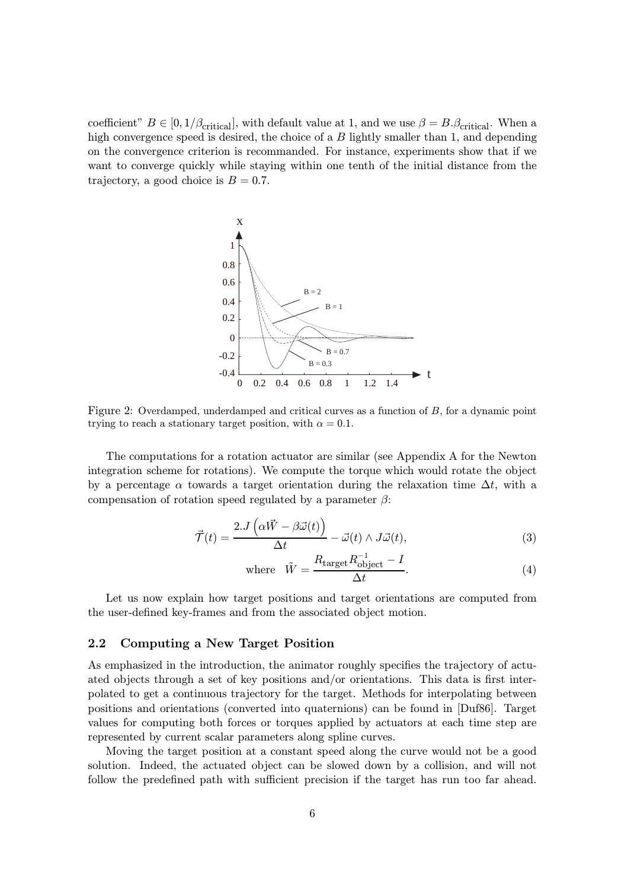coefficient" $B \in [0, 1/\beta_{\text{critical}}]$, with default value at 1, and we use $\beta = B.\beta_{\text{critical}}$. When a high convergence speed is desired, the choice of a $B$ lightly smaller than 1, and depending on the convergence criterion is recommanded. For instance, experiments show that if we want to converge quickly while staying within one tenth of the initial distance from the trajectory, a good choice is $B = 0.7$.

Figure 2: Overdamped, underdamped and critical curves as a function of $B$, for a dynamic point trying to reach a stationary target position, with $\alpha = 0.1$.

The computations for a rotation actuator are similar (see Appendix A for the Newton integration scheme for rotations). We compute the torque which would rotate the object by a percentage $\alpha$ towards a target orientation during the relaxation time $\Delta t$, with a compensation of rotation speed regulated by a parameter $\beta$:

$$\vec{\mathcal{T}}(t) = \frac{2.J\left(\alpha\vec{W} - \beta\vec{\omega}(t)\right)}{\Delta t} - \vec{\omega}(t) \wedge J\vec{\omega}(t), \tag{3}$$

$$\text{where} \quad \tilde{W} = \frac{R_{\text{target}} R_{\text{object}}^{-1} - I}{\Delta t}. \tag{4}$$

Let us now explain how target positions and target orientations are computed from the user-defined key-frames and from the associated object motion.

### 2.2 Computing a New Target Position

As emphasized in the introduction, the animator roughly specifies the trajectory of actuated objects through a set of key positions and/or orientations. This data is first interpolated to get a continuous trajectory for the target. Methods for interpolating between positions and orientations (converted into quaternions) can be found in [Duf86]. Target values for computing both forces or torques applied by actuators at each time step are represented by current scalar parameters along spline curves.

Moving the target position at a constant speed along the curve would not be a good solution. Indeed, the actuated object can be slowed down by a collision, and will not follow the predefined path with sufficient precision if the target has run too far ahead.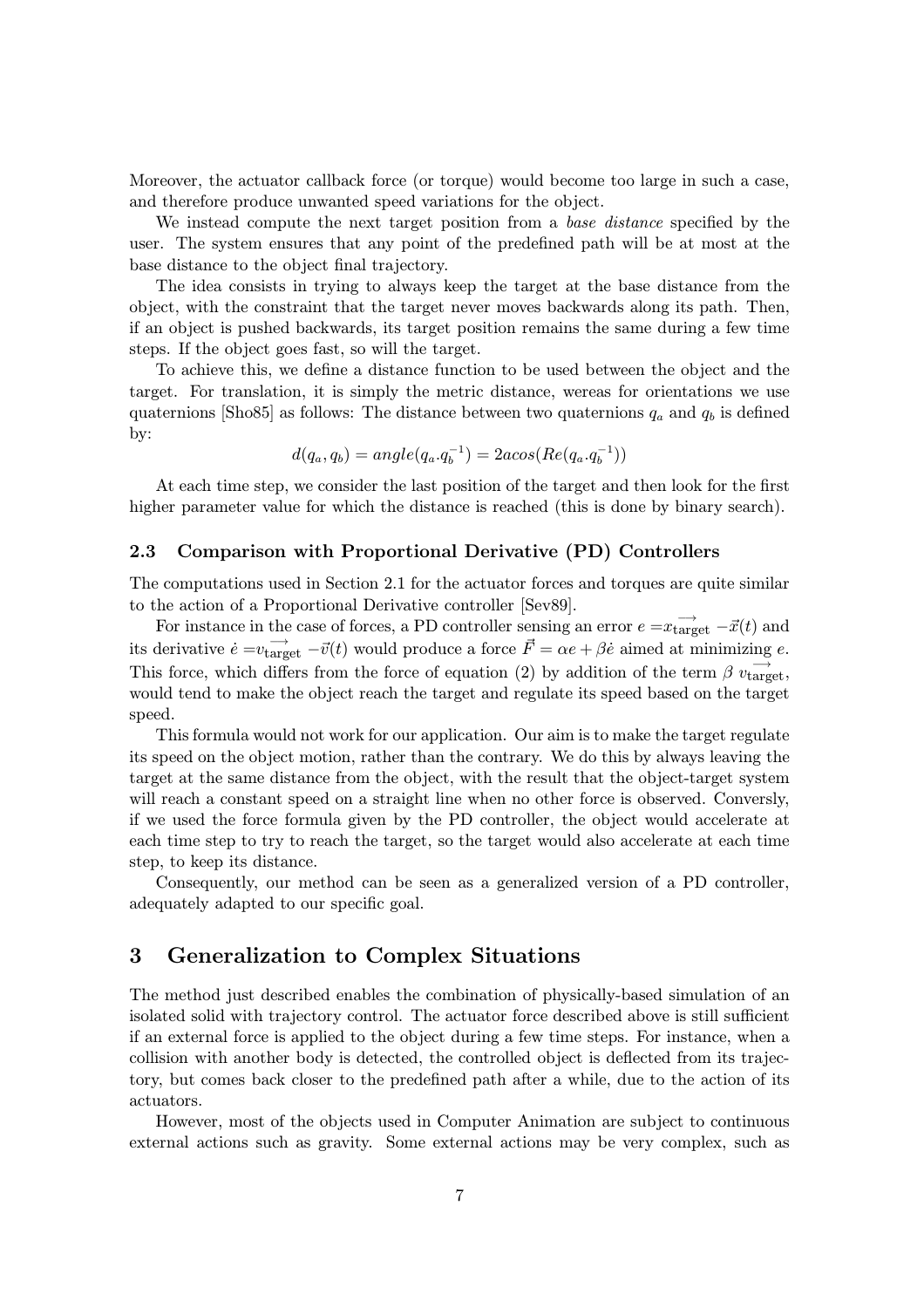Moreover, the actuator callback force (or torque) would become too large in such a case, and therefore produce unwanted speed variations for the object.

We instead compute the next target position from a *base distance* specified by the user. The system ensures that any point of the predefined path will be at most at the base distance to the object final trajectory.

The idea consists in trying to always keep the target at the base distance from the object, with the constraint that the target never moves backwards along its path. Then, if an object is pushed backwards, its target position remains the same during a few time steps. If the object goes fast, so will the target.

To achieve this, we define a distance function to be used between the object and the target. For translation, it is simply the metric distance, wereas for orientations we use quaternions [Sho85] as follows: The distance between two quaternions $q_a$ and $q_b$ is defined by:

$$d(q_a, q_b) = angle(q_a.q_b^{-1}) = 2acos(Re(q_a.q_b^{-1}))$$

At each time step, we consider the last position of the target and then look for the first higher parameter value for which the distance is reached (this is done by binary search).

### 2.3 Comparison with Proportional Derivative (PD) Controllers

The computations used in Section 2.1 for the actuator forces and torques are quite similar to the action of a Proportional Derivative controller [Sev89].

For instance in the case of forces, a PD controller sensing an error $e = \overrightarrow{x_{\text{target}}} - \vec{x}(t)$ and its derivative $\dot{e} = \overrightarrow{v_{\text{target}}} - \vec{v}(t)$ would produce a force $\vec{F} = \alpha e + \beta \dot{e}$ aimed at minimizing $e$. This force, which differs from the force of equation (2) by addition of the term $\beta \; \overrightarrow{v_{\text{target}}}$, would tend to make the object reach the target and regulate its speed based on the target speed.

This formula would not work for our application. Our aim is to make the target regulate its speed on the object motion, rather than the contrary. We do this by always leaving the target at the same distance from the object, with the result that the object-target system will reach a constant speed on a straight line when no other force is observed. Conversely, if we used the force formula given by the PD controller, the object would accelerate at each time step to try to reach the target, so the target would also accelerate at each time step, to keep its distance.

Consequently, our method can be seen as a generalized version of a PD controller, adequately adapted to our specific goal.

## 3 Generalization to Complex Situations

The method just described enables the combination of physically-based simulation of an isolated solid with trajectory control. The actuator force described above is still sufficient if an external force is applied to the object during a few time steps. For instance, when a collision with another body is detected, the controlled object is deflected from its trajectory, but comes back closer to the predefined path after a while, due to the action of its actuators.

However, most of the objects used in Computer Animation are subject to continuous external actions such as gravity. Some external actions may be very complex, such as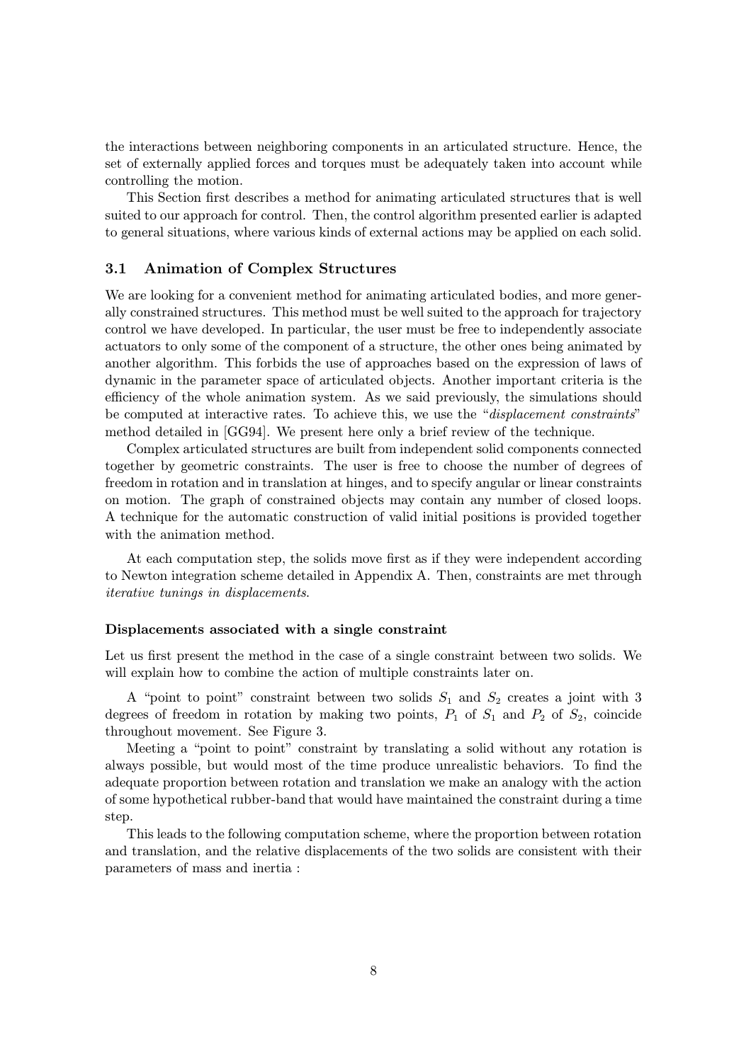the interactions between neighboring components in an articulated structure. Hence, the set of externally applied forces and torques must be adequately taken into account while controlling the motion.

This Section first describes a method for animating articulated structures that is well suited to our approach for control. Then, the control algorithm presented earlier is adapted to general situations, where various kinds of external actions may be applied on each solid.

### 3.1 Animation of Complex Structures

We are looking for a convenient method for animating articulated bodies, and more generally constrained structures. This method must be well suited to the approach for trajectory control we have developed. In particular, the user must be free to independently associate actuators to only some of the component of a structure, the other ones being animated by another algorithm. This forbids the use of approaches based on the expression of laws of dynamic in the parameter space of articulated objects. Another important criteria is the efficiency of the whole animation system. As we said previously, the simulations should be computed at interactive rates. To achieve this, we use the "*displacement constraints*" method detailed in [GG94]. We present here only a brief review of the technique.

Complex articulated structures are built from independent solid components connected together by geometric constraints. The user is free to choose the number of degrees of freedom in rotation and in translation at hinges, and to specify angular or linear constraints on motion. The graph of constrained objects may contain any number of closed loops. A technique for the automatic construction of valid initial positions is provided together with the animation method.

At each computation step, the solids move first as if they were independent according to Newton integration scheme detailed in Appendix A. Then, constraints are met through *iterative tunings in displacements*.

#### Displacements associated with a single constraint

Let us first present the method in the case of a single constraint between two solids. We will explain how to combine the action of multiple constraints later on.

A "point to point" constraint between two solids $S_1$ and $S_2$ creates a joint with 3 degrees of freedom in rotation by making two points, $P_1$ of $S_1$ and $P_2$ of $S_2$, coincide throughout movement. See Figure 3.

Meeting a "point to point" constraint by translating a solid without any rotation is always possible, but would most of the time produce unrealistic behaviors. To find the adequate proportion between rotation and translation we make an analogy with the action of some hypothetical rubber-band that would have maintained the constraint during a time step.

This leads to the following computation scheme, where the proportion between rotation and translation, and the relative displacements of the two solids are consistent with their parameters of mass and inertia :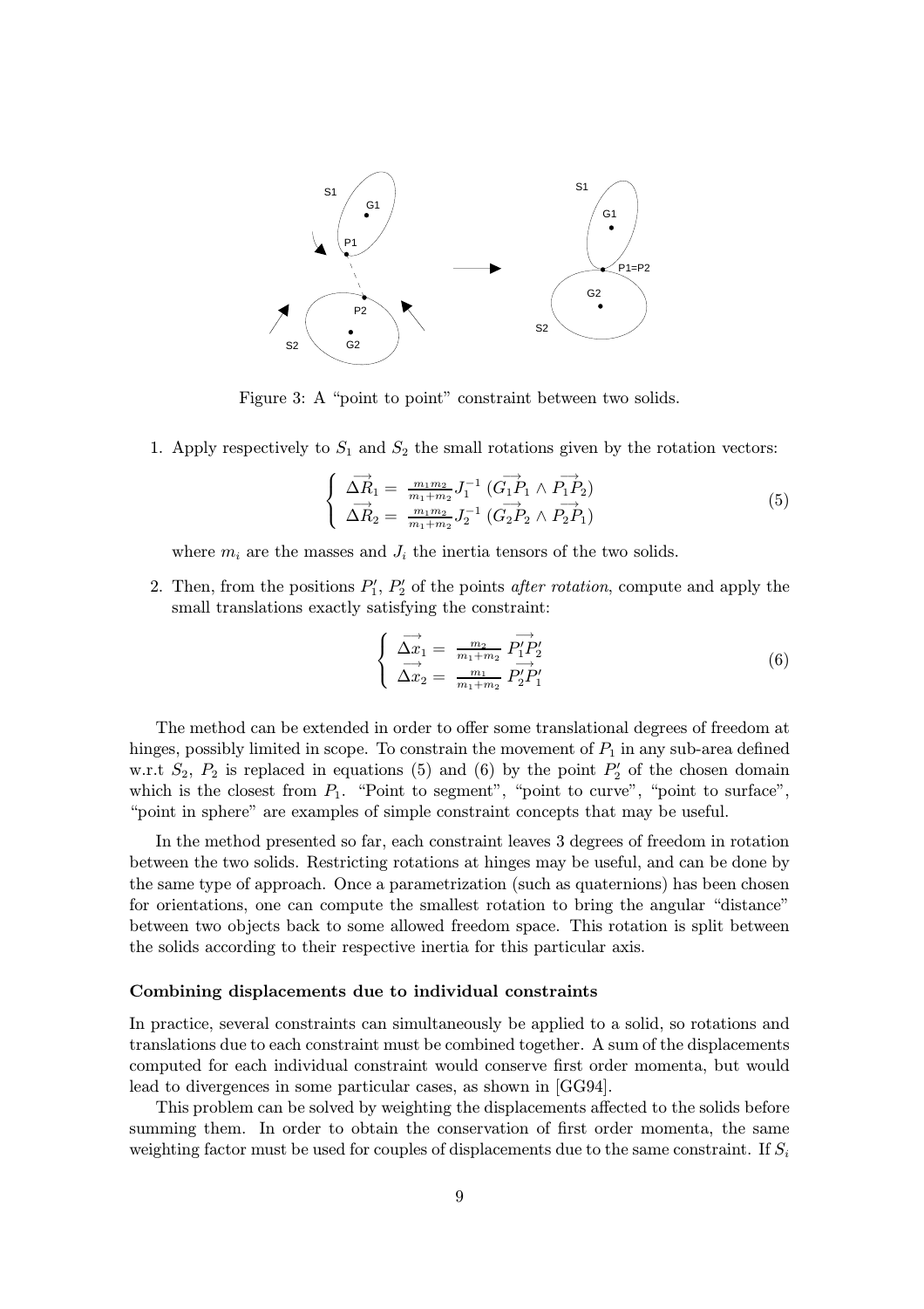Figure 3: A "point to point" constraint between two solids.

1. Apply respectively to $S_1$ and $S_2$ the small rotations given by the rotation vectors:

$$\left\{ \begin{array}{l} \overrightarrow{\Delta R}_1 = \frac{m_1 m_2}{m_1+m_2} J_1^{-1} \, (\overrightarrow{G_1 P_1} \wedge \overrightarrow{P_1 P_2}) \\ \overrightarrow{\Delta R}_2 = \frac{m_1 m_2}{m_1+m_2} J_2^{-1} \, (\overrightarrow{G_2 P_2} \wedge \overrightarrow{P_2 P_1}) \end{array} \right. \tag{5}$$

   where $m_i$ are the masses and $J_i$ the inertia tensors of the two solids.

2. Then, from the positions $P_1'$, $P_2'$ of the points *after rotation*, compute and apply the small translations exactly satisfying the constraint:

$$\left\{ \begin{array}{l} \overrightarrow{\Delta x}_1 = \frac{m_2}{m_1+m_2} \, \overrightarrow{P_1' P_2'} \\ \overrightarrow{\Delta x}_2 = \frac{m_1}{m_1+m_2} \, \overrightarrow{P_2' P_1'} \end{array} \right. \tag{6}$$

The method can be extended in order to offer some translational degrees of freedom at hinges, possibly limited in scope. To constrain the movement of $P_1$ in any sub-area defined w.r.t $S_2$, $P_2$ is replaced in equations (5) and (6) by the point $P_2'$ of the chosen domain which is the closest from $P_1$. "Point to segment", "point to curve", "point to surface", "point in sphere" are examples of simple constraint concepts that may be useful.

In the method presented so far, each constraint leaves 3 degrees of freedom in rotation between the two solids. Restricting rotations at hinges may be useful, and can be done by the same type of approach. Once a parametrization (such as quaternions) has been chosen for orientations, one can compute the smallest rotation to bring the angular "distance" between two objects back to some allowed freedom space. This rotation is split between the solids according to their respective inertia for this particular axis.

#### Combining displacements due to individual constraints

In practice, several constraints can simultaneously be applied to a solid, so rotations and translations due to each constraint must be combined together. A sum of the displacements computed for each individual constraint would conserve first order momenta, but would lead to divergences in some particular cases, as shown in [GG94].

This problem can be solved by weighting the displacements affected to the solids before summing them. In order to obtain the conservation of first order momenta, the same weighting factor must be used for couples of displacements due to the same constraint. If $S_i$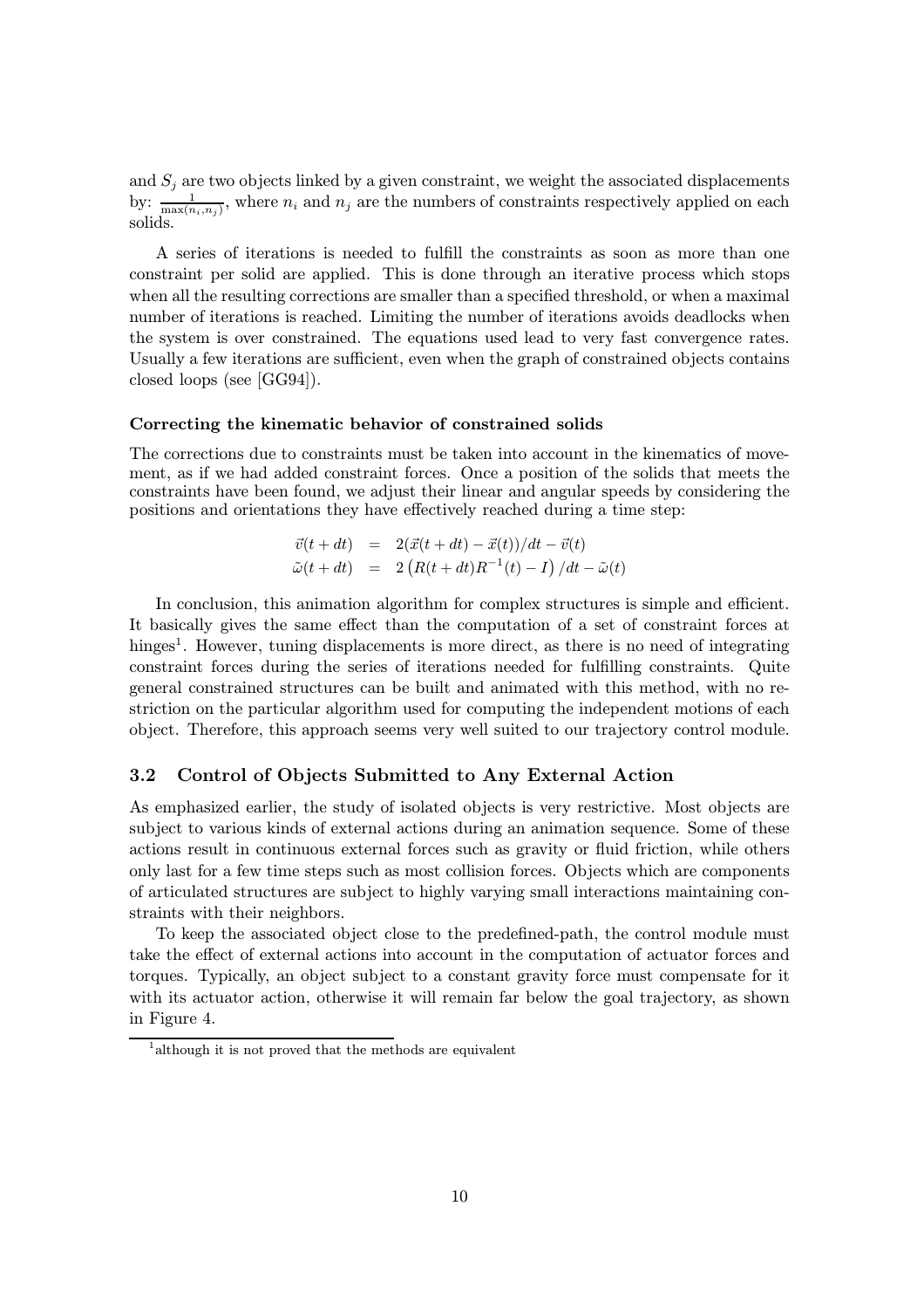and $S_j$ are two objects linked by a given constraint, we weight the associated displacements by: $\frac{1}{\max(n_i,n_j)}$, where $n_i$ and $n_j$ are the numbers of constraints respectively applied on each solids.

A series of iterations is needed to fulfill the constraints as soon as more than one constraint per solid are applied. This is done through an iterative process which stops when all the resulting corrections are smaller than a specified threshold, or when a maximal number of iterations is reached. Limiting the number of iterations avoids deadlocks when the system is over constrained. The equations used lead to very fast convergence rates. Usually a few iterations are sufficient, even when the graph of constrained objects contains closed loops (see [GG94]).

**Correcting the kinematic behavior of constrained solids**

The corrections due to constraints must be taken into account in the kinematics of movement, as if we had added constraint forces. Once a position of the solids that meets the constraints have been found, we adjust their linear and angular speeds by considering the positions and orientations they have effectively reached during a time step:

$$\begin{aligned}
\vec{v}(t+dt) &= 2(\vec{x}(t+dt) - \vec{x}(t))/dt - \vec{v}(t) \\
\tilde{\omega}(t+dt) &= 2\left(R(t+dt)R^{-1}(t) - I\right)/dt - \tilde{\omega}(t)
\end{aligned}$$

In conclusion, this animation algorithm for complex structures is simple and efficient. It basically gives the same effect than the computation of a set of constraint forces at hinges[1]. However, tuning displacements is more direct, as there is no need of integrating constraint forces during the series of iterations needed for fulfilling constraints. Quite general constrained structures can be built and animated with this method, with no restriction on the particular algorithm used for computing the independent motions of each object. Therefore, this approach seems very well suited to our trajectory control module.

### 3.2 Control of Objects Submitted to Any External Action

As emphasized earlier, the study of isolated objects is very restrictive. Most objects are subject to various kinds of external actions during an animation sequence. Some of these actions result in continuous external forces such as gravity or fluid friction, while others only last for a few time steps such as most collision forces. Objects which are components of articulated structures are subject to highly varying small interactions maintaining constraints with their neighbors.

To keep the associated object close to the predefined-path, the control module must take the effect of external actions into account in the computation of actuator forces and torques. Typically, an object subject to a constant gravity force must compensate for it with its actuator action, otherwise it will remain far below the goal trajectory, as shown in Figure 4.

[1] although it is not proved that the methods are equivalent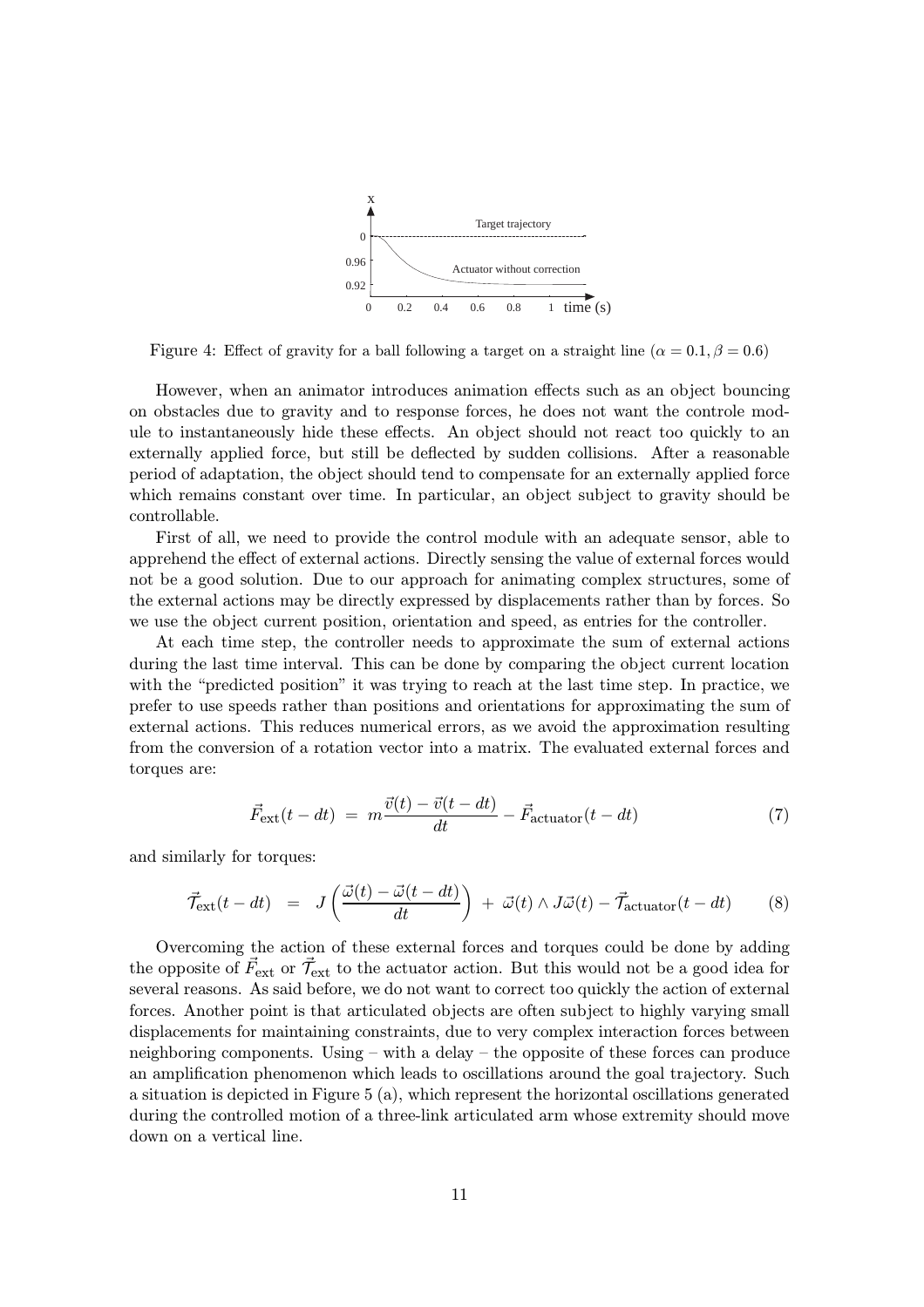Figure 4: Effect of gravity for a ball following a target on a straight line ($\alpha = 0.1, \beta = 0.6$)

However, when an animator introduces animation effects such as an object bouncing on obstacles due to gravity and to response forces, he does not want the controle module to instantaneously hide these effects. An object should not react too quickly to an externally applied force, but still be deflected by sudden collisions. After a reasonable period of adaptation, the object should tend to compensate for an externally applied force which remains constant over time. In particular, an object subject to gravity should be controllable.

First of all, we need to provide the control module with an adequate sensor, able to apprehend the effect of external actions. Directly sensing the value of external forces would not be a good solution. Due to our approach for animating complex structures, some of the external actions may be directly expressed by displacements rather than by forces. So we use the object current position, orientation and speed, as entries for the controller.

At each time step, the controller needs to approximate the sum of external actions during the last time interval. This can be done by comparing the object current location with the "predicted position" it was trying to reach at the last time step. In practice, we prefer to use speeds rather than positions and orientations for approximating the sum of external actions. This reduces numerical errors, as we avoid the approximation resulting from the conversion of a rotation vector into a matrix. The evaluated external forces and torques are:

$$\vec{F}_{\text{ext}}(t - dt) \; = \; m\frac{\vec{v}(t) - \vec{v}(t - dt)}{dt} - \vec{F}_{\text{actuator}}(t - dt) \tag{7}$$

and similarly for torques:

$$\vec{\mathcal{T}}_{\text{ext}}(t - dt) \;\; = \;\; J\left(\frac{\vec{\omega}(t) - \vec{\omega}(t - dt)}{dt}\right) \; + \; \vec{\omega}(t) \wedge J\vec{\omega}(t) - \vec{\mathcal{T}}_{\text{actuator}}(t - dt) \tag{8}$$

Overcoming the action of these external forces and torques could be done by adding the opposite of $\vec{F}_{\text{ext}}$ or $\vec{\mathcal{T}}_{\text{ext}}$ to the actuator action. But this would not be a good idea for several reasons. As said before, we do not want to correct too quickly the action of external forces. Another point is that articulated objects are often subject to highly varying small displacements for maintaining constraints, due to very complex interaction forces between neighboring components. Using – with a delay – the opposite of these forces can produce an amplification phenomenon which leads to oscillations around the goal trajectory. Such a situation is depicted in Figure 5 (a), which represent the horizontal oscillations generated during the controlled motion of a three-link articulated arm whose extremity should move down on a vertical line.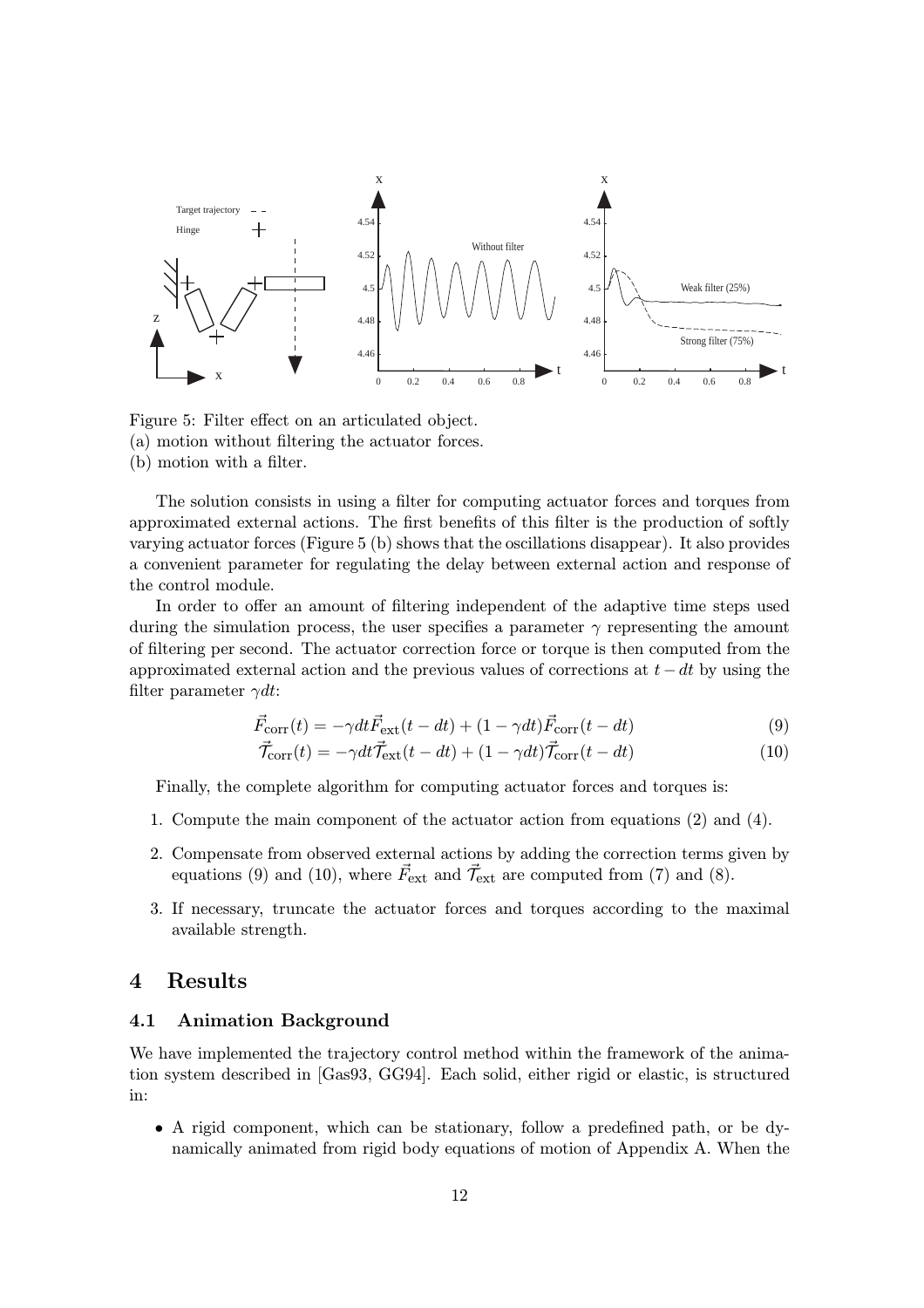Figure 5: Filter effect on an articulated object.
(a) motion without filtering the actuator forces.
(b) motion with a filter.

The solution consists in using a filter for computing actuator forces and torques from approximated external actions. The first benefits of this filter is the production of softly varying actuator forces (Figure 5 (b) shows that the oscillations disappear). It also provides a convenient parameter for regulating the delay between external action and response of the control module.

In order to offer an amount of filtering independent of the adaptive time steps used during the simulation process, the user specifies a parameter $\gamma$ representing the amount of filtering per second. The actuator correction force or torque is then computed from the approximated external action and the previous values of corrections at $t - dt$ by using the filter parameter $\gamma dt$:

$$\vec{F}_{\text{corr}}(t) = -\gamma dt \vec{F}_{\text{ext}}(t - dt) + (1 - \gamma dt)\vec{F}_{\text{corr}}(t - dt) \tag{9}$$

$$\vec{\mathcal{T}}_{\text{corr}}(t) = -\gamma dt \vec{\mathcal{T}}_{\text{ext}}(t - dt) + (1 - \gamma dt)\vec{\mathcal{T}}_{\text{corr}}(t - dt) \tag{10}$$

Finally, the complete algorithm for computing actuator forces and torques is:

1. Compute the main component of the actuator action from equations (2) and (4).
2. Compensate from observed external actions by adding the correction terms given by equations (9) and (10), where $\vec{F}_{\text{ext}}$ and $\vec{\mathcal{T}}_{\text{ext}}$ are computed from (7) and (8).
3. If necessary, truncate the actuator forces and torques according to the maximal available strength.

# 4 Results

## 4.1 Animation Background

We have implemented the trajectory control method within the framework of the animation system described in [Gas93, GG94]. Each solid, either rigid or elastic, is structured in:

- A rigid component, which can be stationary, follow a predefined path, or be dynamically animated from rigid body equations of motion of Appendix A. When the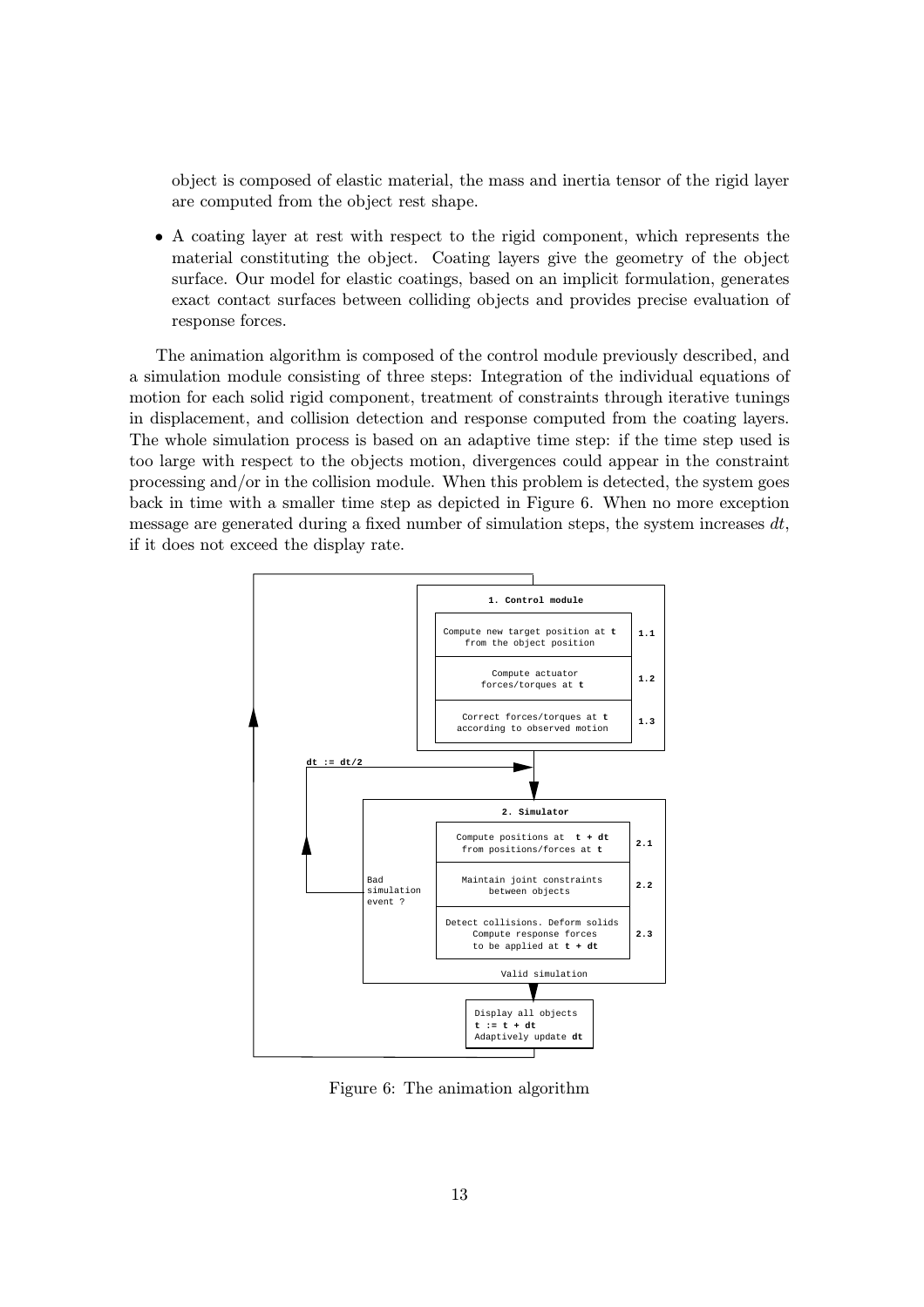object is composed of elastic material, the mass and inertia tensor of the rigid layer are computed from the object rest shape.

- A coating layer at rest with respect to the rigid component, which represents the material constituting the object. Coating layers give the geometry of the object surface. Our model for elastic coatings, based on an implicit formulation, generates exact contact surfaces between colliding objects and provides precise evaluation of response forces.

The animation algorithm is composed of the control module previously described, and a simulation module consisting of three steps: Integration of the individual equations of motion for each solid rigid component, treatment of constraints through iterative tunings in displacement, and collision detection and response computed from the coating layers. The whole simulation process is based on an adaptive time step: if the time step used is too large with respect to the objects motion, divergences could appear in the constraint processing and/or in the collision module. When this problem is detected, the system goes back in time with a smaller time step as depicted in Figure 6. When no more exception message are generated during a fixed number of simulation steps, the system increases $dt$, if it does not exceed the display rate.

```
1. Control module
  1.1  Compute new target position at t from the object position
  1.2  Compute actuator forces/torques at t
  1.3  Correct forces/torques at t according to observed motion

2. Simulator                                   (Bad simulation event ? -> dt := dt/2)
  2.1  Compute positions at t + dt from positions/forces at t
  2.2  Maintain joint constraints between objects
  2.3  Detect collisions. Deform solids
       Compute response forces to be applied at t + dt
  Valid simulation

Display all objects
t := t + dt
Adaptively update dt
```

Figure 6: The animation algorithm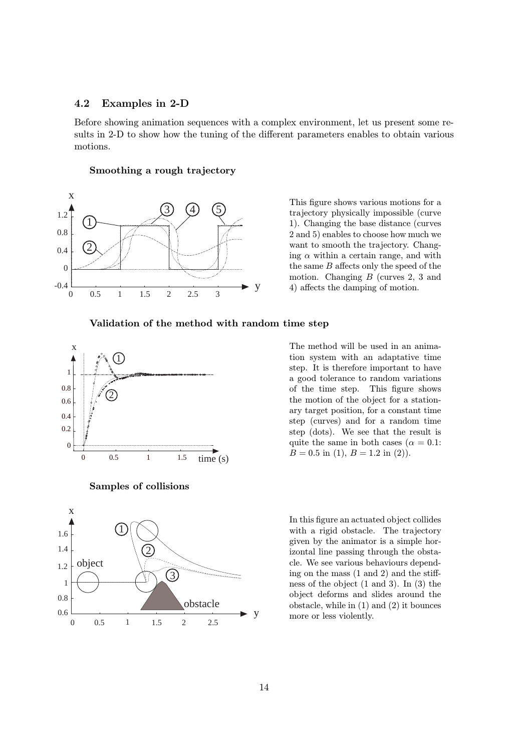## 4.2 Examples in 2-D

Before showing animation sequences with a complex environment, let us present some results in 2-D to show how the tuning of the different parameters enables to obtain various motions.

### Smoothing a rough trajectory

This figure shows various motions for a trajectory physically impossible (curve 1). Changing the base distance (curves 2 and 5) enables to choose how much we want to smooth the trajectory. Changing $\alpha$ within a certain range, and with the same $B$ affects only the speed of the motion. Changing $B$ (curves 2, 3 and 4) affects the damping of motion.

### Validation of the method with random time step

The method will be used in an animation system with an adaptative time step. It is therefore important to have a good tolerance to random variations of the time step. This figure shows the motion of the object for a stationary target position, for a constant time step (curves) and for a random time step (dots). We see that the result is quite the same in both cases ($\alpha = 0.1$: $B = 0.5$ in (1), $B = 1.2$ in (2)).

### Samples of collisions

In this figure an actuated object collides with a rigid obstacle. The trajectory given by the animator is a simple horizontal line passing through the obstacle. We see various behaviours depending on the mass (1 and 2) and the stiffness of the object (1 and 3). In (3) the object deforms and slides around the obstacle, while in (1) and (2) it bounces more or less violently.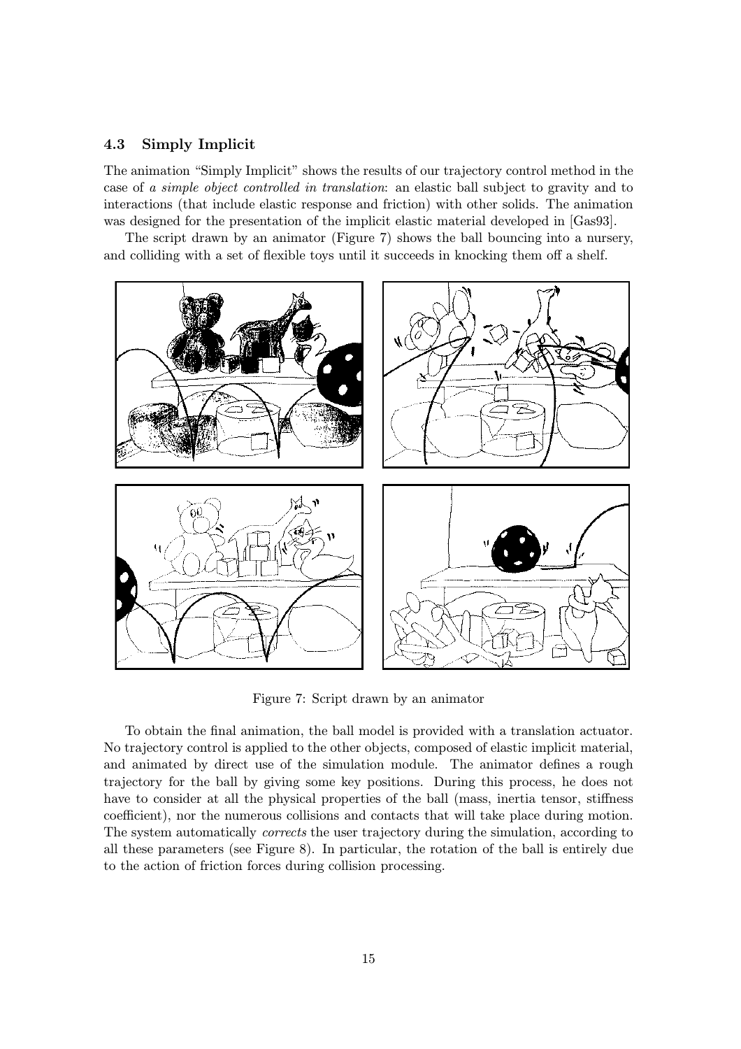### 4.3 Simply Implicit

The animation "Simply Implicit" shows the results of our trajectory control method in the case of *a simple object controlled in translation*: an elastic ball subject to gravity and to interactions (that include elastic response and friction) with other solids. The animation was designed for the presentation of the implicit elastic material developed in [Gas93].

The script drawn by an animator (Figure 7) shows the ball bouncing into a nursery, and colliding with a set of flexible toys until it succeeds in knocking them off a shelf.

Figure 7: Script drawn by an animator

To obtain the final animation, the ball model is provided with a translation actuator. No trajectory control is applied to the other objects, composed of elastic implicit material, and animated by direct use of the simulation module. The animator defines a rough trajectory for the ball by giving some key positions. During this process, he does not have to consider at all the physical properties of the ball (mass, inertia tensor, stiffness coefficient), nor the numerous collisions and contacts that will take place during motion. The system automatically *corrects* the user trajectory during the simulation, according to all these parameters (see Figure 8). In particular, the rotation of the ball is entirely due to the action of friction forces during collision processing.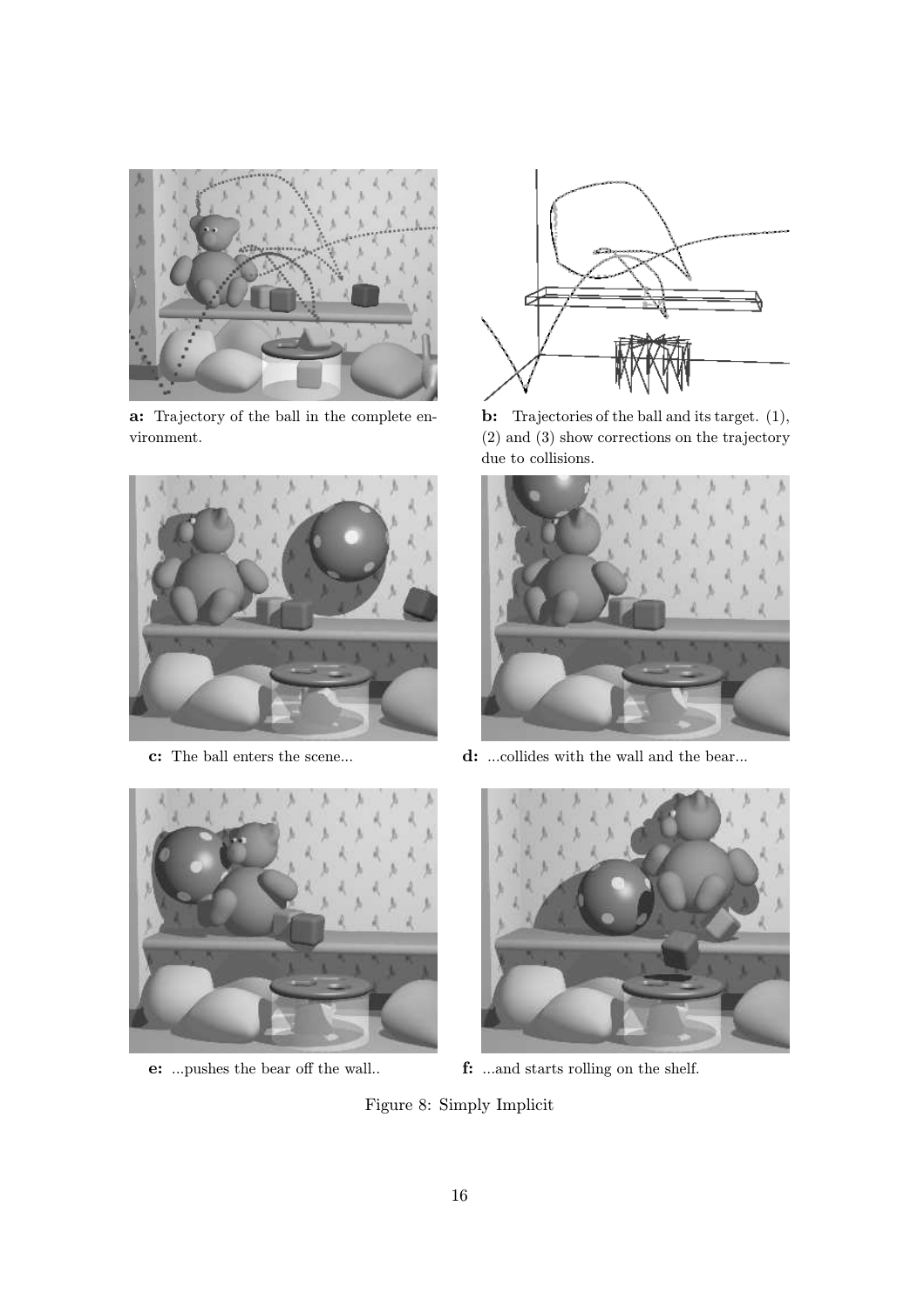**a:** Trajectory of the ball in the complete environment.

**b:** Trajectories of the ball and its target. (1), (2) and (3) show corrections on the trajectory due to collisions.

**c:** The ball enters the scene...

**d:** ...collides with the wall and the bear...

**e:** ...pushes the bear off the wall..

**f:** ...and starts rolling on the shelf.

Figure 8: Simply Implicit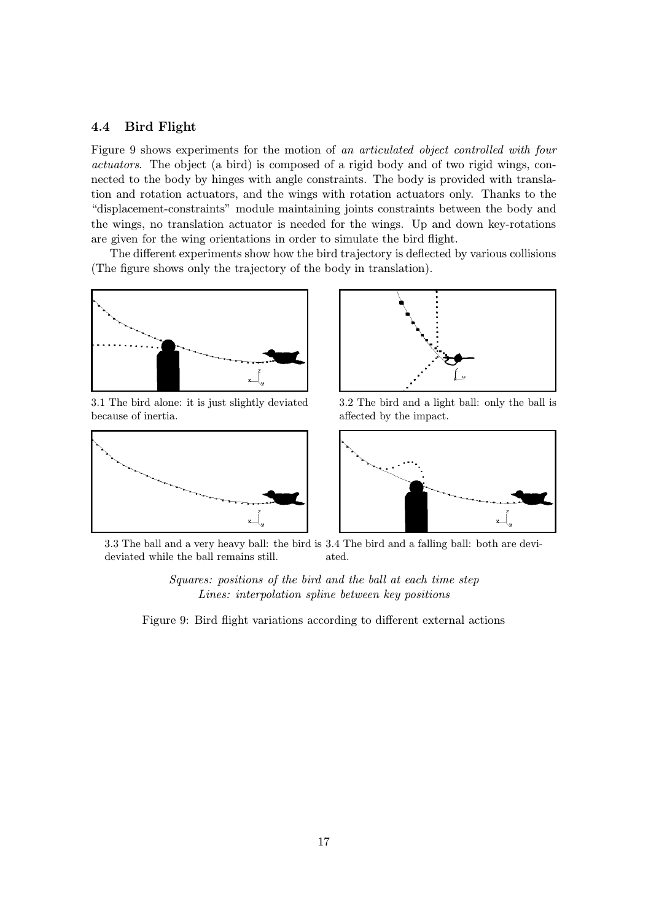### 4.4 Bird Flight

Figure 9 shows experiments for the motion of *an articulated object controlled with four actuators*. The object (a bird) is composed of a rigid body and of two rigid wings, connected to the body by hinges with angle constraints. The body is provided with translation and rotation actuators, and the wings with rotation actuators only. Thanks to the "displacement-constraints" module maintaining joints constraints between the body and the wings, no translation actuator is needed for the wings. Up and down key-rotations are given for the wing orientations in order to simulate the bird flight.

The different experiments show how the bird trajectory is deflected by various collisions (The figure shows only the trajectory of the body in translation).

3.1 The bird alone: it is just slightly deviated because of inertia.

3.2 The bird and a light ball: only the ball is affected by the impact.

3.3 The ball and a very heavy ball: the bird is deviated while the ball remains still.

3.4 The bird and a falling ball: both are deviated.

*Squares: positions of the bird and the ball at each time step*
*Lines: interpolation spline between key positions*

Figure 9: Bird flight variations according to different external actions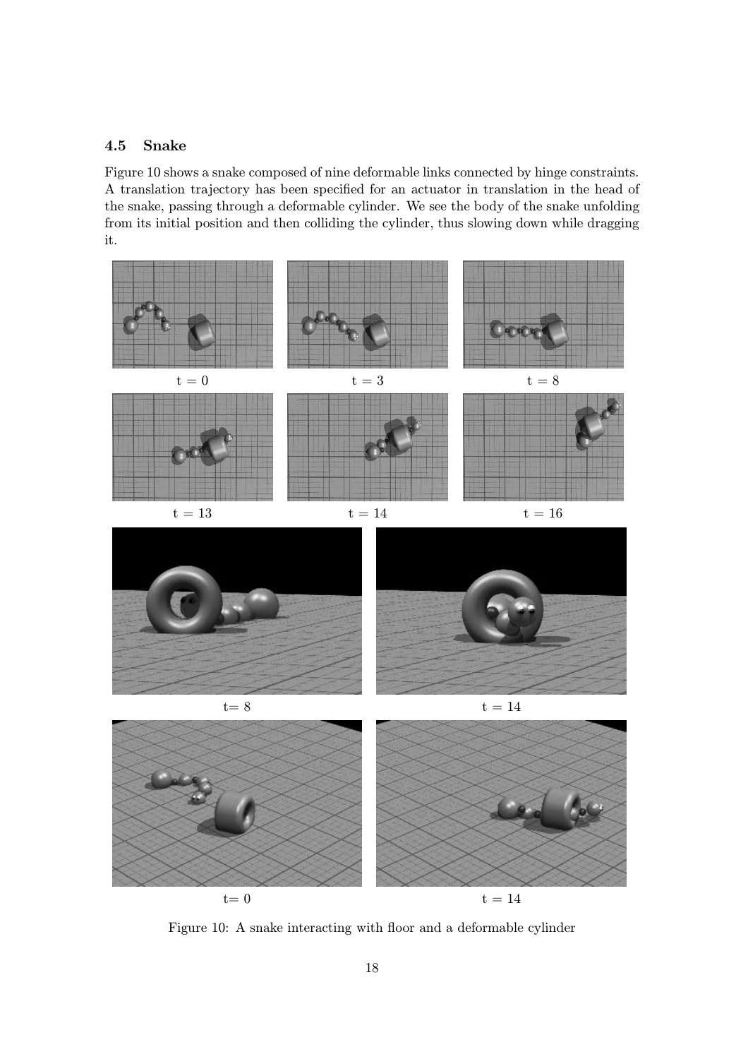### 4.5 Snake

Figure 10 shows a snake composed of nine deformable links connected by hinge constraints. A translation trajectory has been specified for an actuator in translation in the head of the snake, passing through a deformable cylinder. We see the body of the snake unfolding from its initial position and then colliding the cylinder, thus slowing down while dragging it.

t = 0 t = 3 t = 8

t = 13 t = 14 t = 16

t= 8 t = 14

t= 0 t = 14

Figure 10: A snake interacting with floor and a deformable cylinder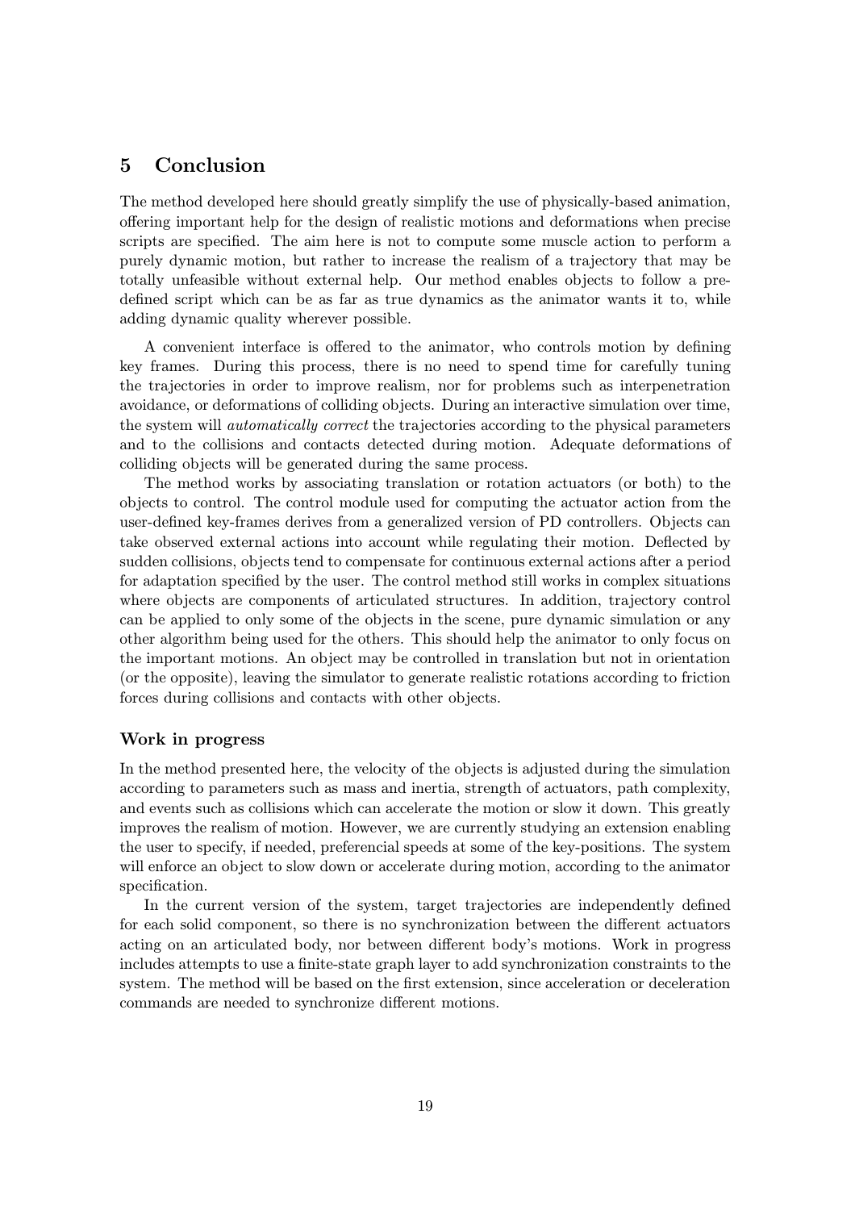## 5 Conclusion

The method developed here should greatly simplify the use of physically-based animation, offering important help for the design of realistic motions and deformations when precise scripts are specified. The aim here is not to compute some muscle action to perform a purely dynamic motion, but rather to increase the realism of a trajectory that may be totally unfeasible without external help. Our method enables objects to follow a pre-defined script which can be as far as true dynamics as the animator wants it to, while adding dynamic quality wherever possible.

A convenient interface is offered to the animator, who controls motion by defining key frames. During this process, there is no need to spend time for carefully tuning the trajectories in order to improve realism, nor for problems such as interpenetration avoidance, or deformations of colliding objects. During an interactive simulation over time, the system will *automatically correct* the trajectories according to the physical parameters and to the collisions and contacts detected during motion. Adequate deformations of colliding objects will be generated during the same process.

The method works by associating translation or rotation actuators (or both) to the objects to control. The control module used for computing the actuator action from the user-defined key-frames derives from a generalized version of PD controllers. Objects can take observed external actions into account while regulating their motion. Deflected by sudden collisions, objects tend to compensate for continuous external actions after a period for adaptation specified by the user. The control method still works in complex situations where objects are components of articulated structures. In addition, trajectory control can be applied to only some of the objects in the scene, pure dynamic simulation or any other algorithm being used for the others. This should help the animator to only focus on the important motions. An object may be controlled in translation but not in orientation (or the opposite), leaving the simulator to generate realistic rotations according to friction forces during collisions and contacts with other objects.

### Work in progress

In the method presented here, the velocity of the objects is adjusted during the simulation according to parameters such as mass and inertia, strength of actuators, path complexity, and events such as collisions which can accelerate the motion or slow it down. This greatly improves the realism of motion. However, we are currently studying an extension enabling the user to specify, if needed, preferencial speeds at some of the key-positions. The system will enforce an object to slow down or accelerate during motion, according to the animator specification.

In the current version of the system, target trajectories are independently defined for each solid component, so there is no synchronization between the different actuators acting on an articulated body, nor between different body's motions. Work in progress includes attempts to use a finite-state graph layer to add synchronization constraints to the system. The method will be based on the first extension, since acceleration or deceleration commands are needed to synchronize different motions.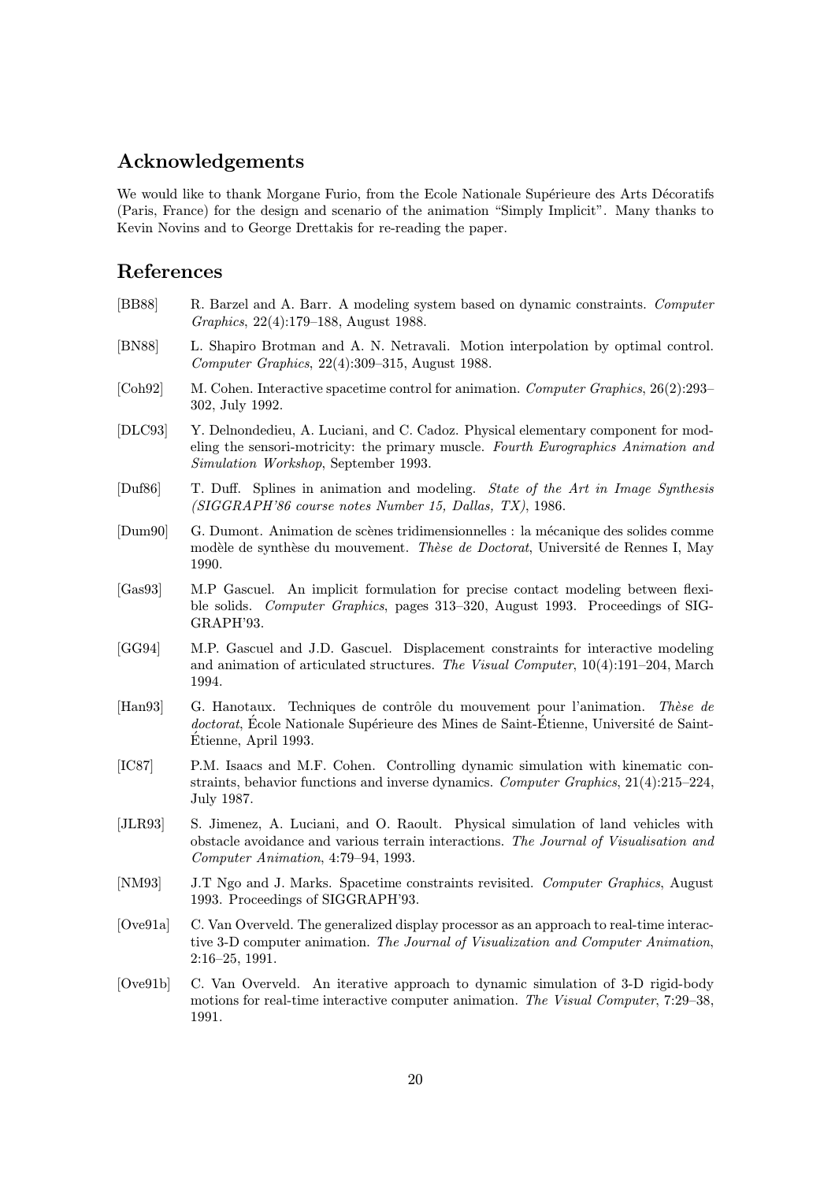## Acknowledgements

We would like to thank Morgane Furio, from the Ecole Nationale Supérieure des Arts Décoratifs (Paris, France) for the design and scenario of the animation "Simply Implicit". Many thanks to Kevin Novins and to George Drettakis for re-reading the paper.

## References

[BB88] R. Barzel and A. Barr. A modeling system based on dynamic constraints. *Computer Graphics*, 22(4):179–188, August 1988.

[BN88] L. Shapiro Brotman and A. N. Netravali. Motion interpolation by optimal control. *Computer Graphics*, 22(4):309–315, August 1988.

[Coh92] M. Cohen. Interactive spacetime control for animation. *Computer Graphics*, 26(2):293–302, July 1992.

[DLC93] Y. Delnondedieu, A. Luciani, and C. Cadoz. Physical elementary component for modeling the sensori-motricity: the primary muscle. *Fourth Eurographics Animation and Simulation Workshop*, September 1993.

[Duf86] T. Duff. Splines in animation and modeling. *State of the Art in Image Synthesis (SIGGRAPH'86 course notes Number 15, Dallas, TX)*, 1986.

[Dum90] G. Dumont. Animation de scènes tridimensionnelles : la mécanique des solides comme modèle de synthèse du mouvement. *Thèse de Doctorat*, Université de Rennes I, May 1990.

[Gas93] M.P Gascuel. An implicit formulation for precise contact modeling between flexible solids. *Computer Graphics*, pages 313–320, August 1993. Proceedings of SIGGRAPH'93.

[GG94] M.P. Gascuel and J.D. Gascuel. Displacement constraints for interactive modeling and animation of articulated structures. *The Visual Computer*, 10(4):191–204, March 1994.

[Han93] G. Hanotaux. Techniques de contrôle du mouvement pour l'animation. *Thèse de doctorat*, École Nationale Supérieure des Mines de Saint-Étienne, Université de Saint-Étienne, April 1993.

[IC87] P.M. Isaacs and M.F. Cohen. Controlling dynamic simulation with kinematic constraints, behavior functions and inverse dynamics. *Computer Graphics*, 21(4):215–224, July 1987.

[JLR93] S. Jimenez, A. Luciani, and O. Raoult. Physical simulation of land vehicles with obstacle avoidance and various terrain interactions. *The Journal of Visualisation and Computer Animation*, 4:79–94, 1993.

[NM93] J.T Ngo and J. Marks. Spacetime constraints revisited. *Computer Graphics*, August 1993. Proceedings of SIGGRAPH'93.

[Ove91a] C. Van Overveld. The generalized display processor as an approach to real-time interactive 3-D computer animation. *The Journal of Visualization and Computer Animation*, 2:16–25, 1991.

[Ove91b] C. Van Overveld. An iterative approach to dynamic simulation of 3-D rigid-body motions for real-time interactive computer animation. *The Visual Computer*, 7:29–38, 1991.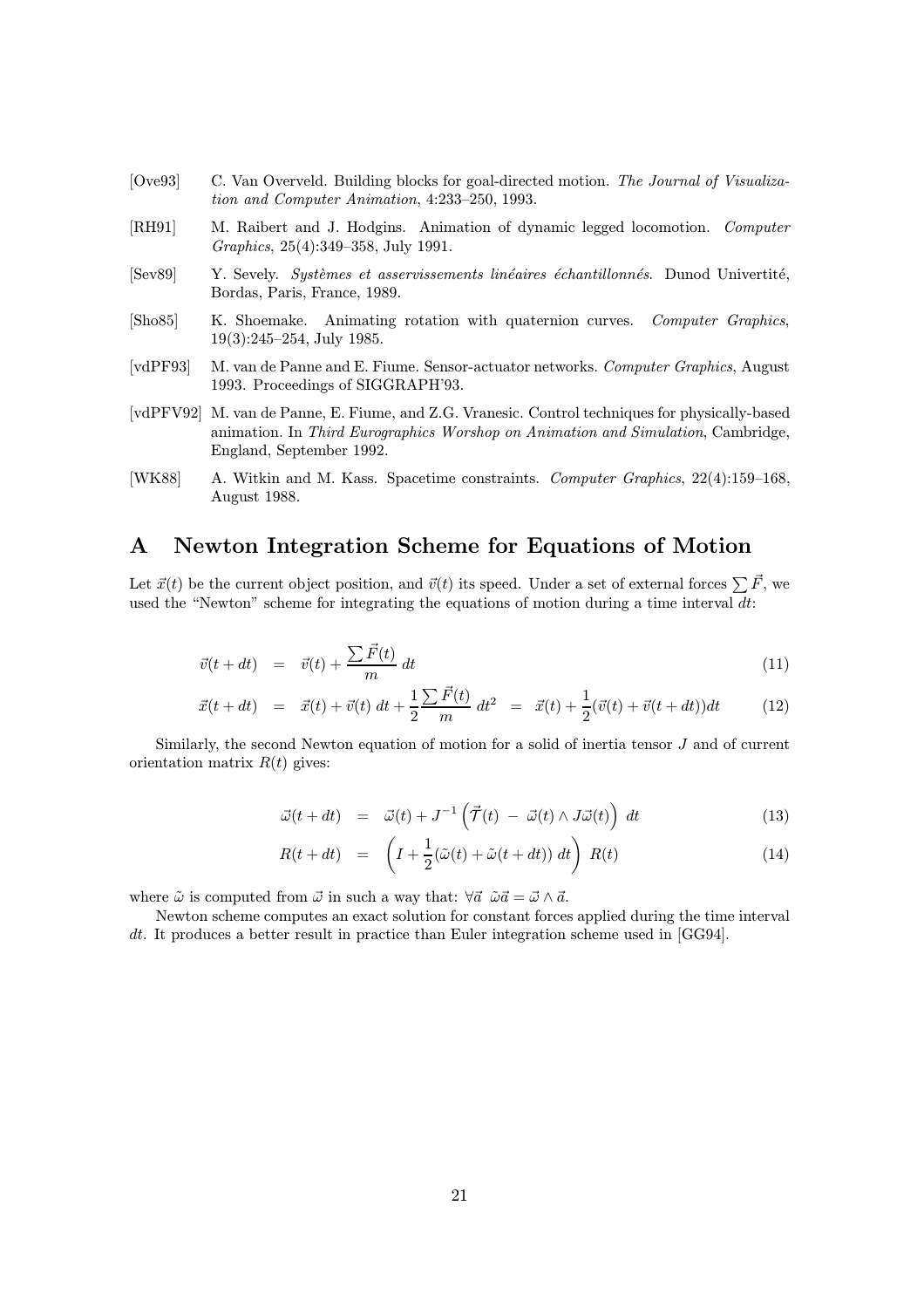[Ove93] C. Van Overveld. Building blocks for goal-directed motion. *The Journal of Visualization and Computer Animation*, 4:233–250, 1993.

[RH91] M. Raibert and J. Hodgins. Animation of dynamic legged locomotion. *Computer Graphics*, 25(4):349–358, July 1991.

[Sev89] Y. Sevely. *Systèmes et asservissements linéaires échantillonnés*. Dunod Univertité, Bordas, Paris, France, 1989.

[Sho85] K. Shoemake. Animating rotation with quaternion curves. *Computer Graphics*, 19(3):245–254, July 1985.

[vdPF93] M. van de Panne and E. Fiume. Sensor-actuator networks. *Computer Graphics*, August 1993. Proceedings of SIGGRAPH'93.

[vdPFV92] M. van de Panne, E. Fiume, and Z.G. Vranesic. Control techniques for physically-based animation. In *Third Eurographics Worshop on Animation and Simulation*, Cambridge, England, September 1992.

[WK88] A. Witkin and M. Kass. Spacetime constraints. *Computer Graphics*, 22(4):159–168, August 1988.

# A Newton Integration Scheme for Equations of Motion

Let $\vec{x}(t)$ be the current object position, and $\vec{v}(t)$ its speed. Under a set of external forces $\sum \vec{F}$, we used the "Newton" scheme for integrating the equations of motion during a time interval $dt$:

$$\vec{v}(t+dt) = \vec{v}(t) + \frac{\sum \vec{F}(t)}{m}\, dt \tag{11}$$

$$\vec{x}(t+dt) = \vec{x}(t) + \vec{v}(t)\, dt + \frac{1}{2}\frac{\sum \vec{F}(t)}{m}\, dt^2 = \vec{x}(t) + \frac{1}{2}(\vec{v}(t) + \vec{v}(t+dt))dt \tag{12}$$

Similarly, the second Newton equation of motion for a solid of inertia tensor $J$ and of current orientation matrix $R(t)$ gives:

$$\vec{\omega}(t+dt) = \vec{\omega}(t) + J^{-1}\left(\vec{\mathcal{T}}(t) \; - \; \vec{\omega}(t) \wedge J\vec{\omega}(t)\right)\, dt \tag{13}$$

$$R(t+dt) = \left(I + \frac{1}{2}(\tilde{\omega}(t) + \tilde{\omega}(t+dt))\, dt\right)\, R(t) \tag{14}$$

where $\tilde{\omega}$ is computed from $\vec{\omega}$ in such a way that: $\forall \vec{a}\;\; \tilde{\omega}\vec{a} = \vec{\omega} \wedge \vec{a}$.

Newton scheme computes an exact solution for constant forces applied during the time interval $dt$. It produces a better result in practice than Euler integration scheme used in [GG94].